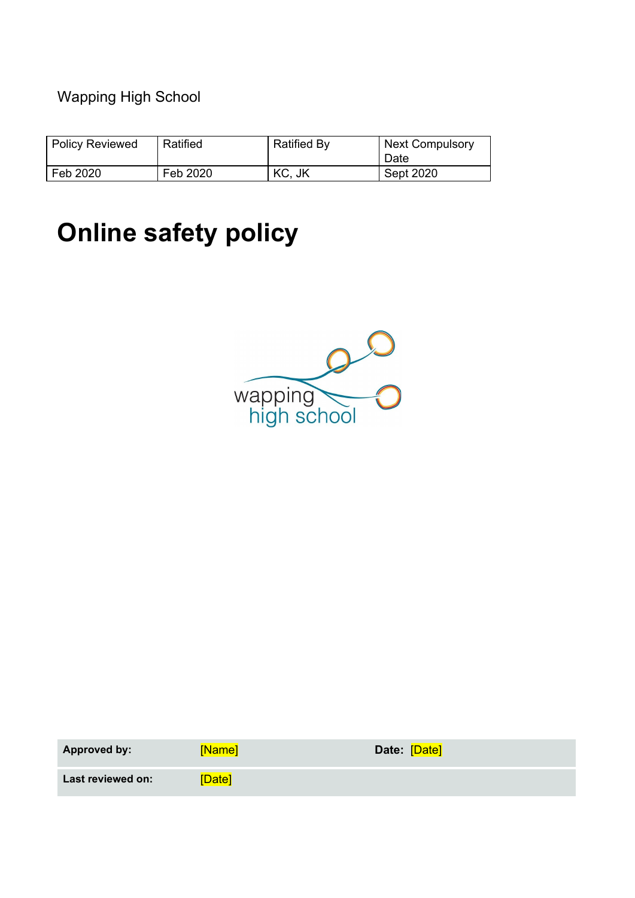Wapping High School

| Policy Reviewed | Ratified | Ratified By | Next Compulsory Date |
| --- | --- | --- | --- |
| Feb 2020 | Feb 2020 | KC, JK | Sept 2020 |

# Online safety policy

| **Approved by:** | [Name] | **Date:** [Date] |
| --- | --- | --- |
| **Last reviewed on:** | [Date] | |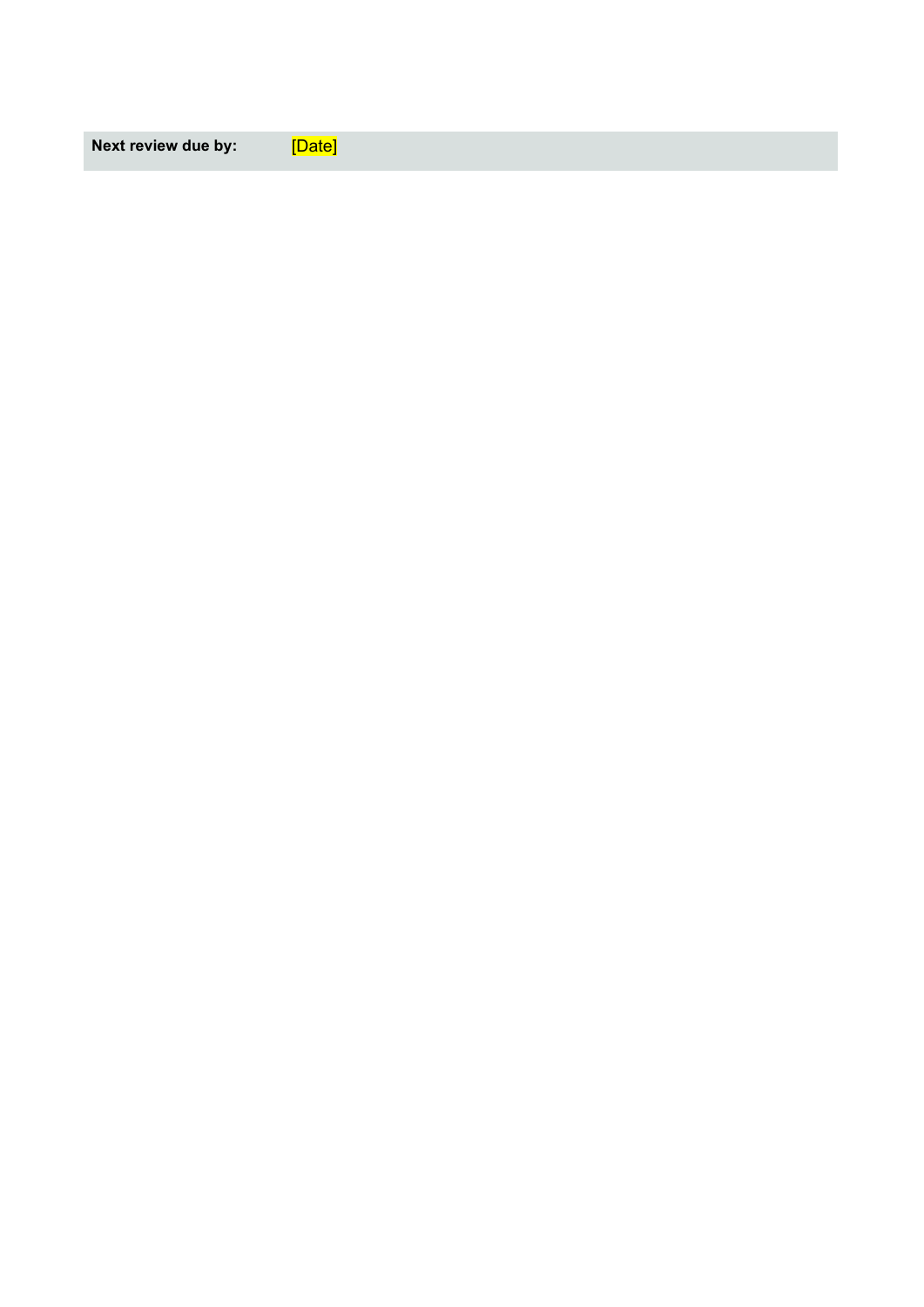| Next review due by: | [Date] |
|---|---|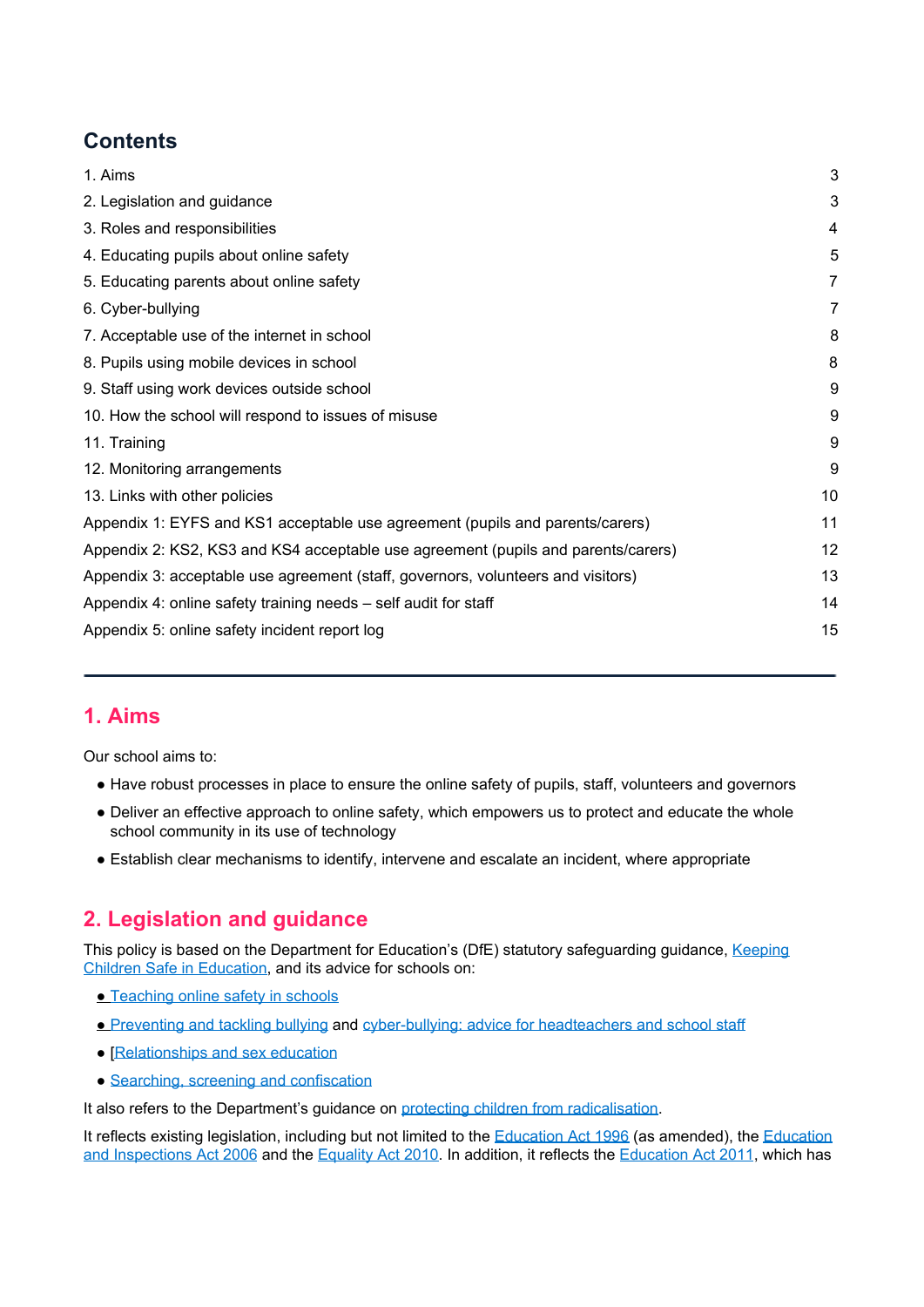## Contents

| | |
|---|---|
| 1. Aims | 3 |
| 2. Legislation and guidance | 3 |
| 3. Roles and responsibilities | 4 |
| 4. Educating pupils about online safety | 5 |
| 5. Educating parents about online safety | 7 |
| 6. Cyber-bullying | 7 |
| 7. Acceptable use of the internet in school | 8 |
| 8. Pupils using mobile devices in school | 8 |
| 9. Staff using work devices outside school | 9 |
| 10. How the school will respond to issues of misuse | 9 |
| 11. Training | 9 |
| 12. Monitoring arrangements | 9 |
| 13. Links with other policies | 10 |
| Appendix 1: EYFS and KS1 acceptable use agreement (pupils and parents/carers) | 11 |
| Appendix 2: KS2, KS3 and KS4 acceptable use agreement (pupils and parents/carers) | 12 |
| Appendix 3: acceptable use agreement (staff, governors, volunteers and visitors) | 13 |
| Appendix 4: online safety training needs – self audit for staff | 14 |
| Appendix 5: online safety incident report log | 15 |

---

## 1. Aims

Our school aims to:

- Have robust processes in place to ensure the online safety of pupils, staff, volunteers and governors
- Deliver an effective approach to online safety, which empowers us to protect and educate the whole school community in its use of technology
- Establish clear mechanisms to identify, intervene and escalate an incident, where appropriate

## 2. Legislation and guidance

This policy is based on the Department for Education's (DfE) statutory safeguarding guidance, Keeping Children Safe in Education, and its advice for schools on:

- Teaching online safety in schools
- Preventing and tackling bullying and cyber-bullying: advice for headteachers and school staff
- [Relationships and sex education
- Searching, screening and confiscation

It also refers to the Department's guidance on protecting children from radicalisation.

It reflects existing legislation, including but not limited to the Education Act 1996 (as amended), the Education and Inspections Act 2006 and the Equality Act 2010. In addition, it reflects the Education Act 2011, which has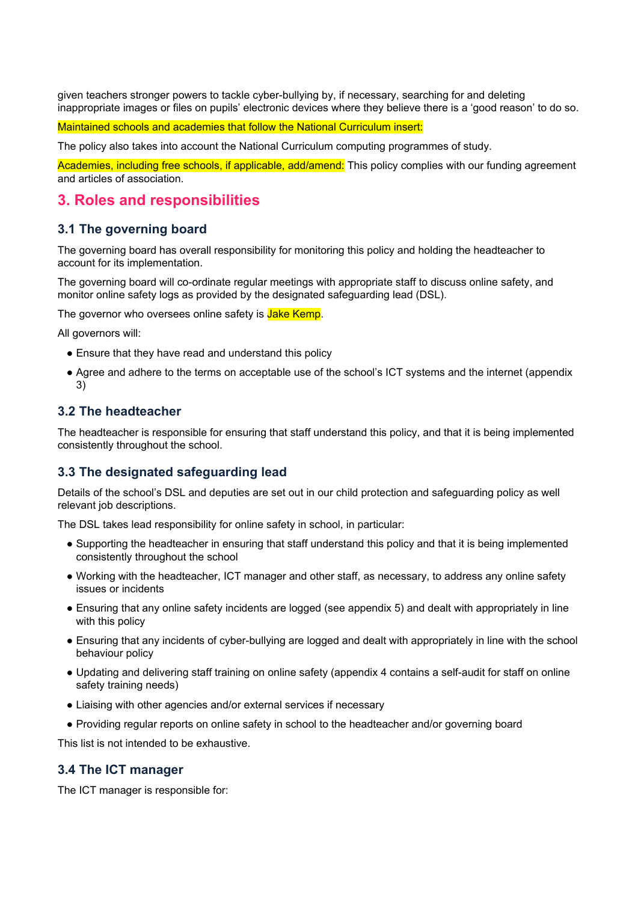given teachers stronger powers to tackle cyber-bullying by, if necessary, searching for and deleting inappropriate images or files on pupils' electronic devices where they believe there is a 'good reason' to do so.

Maintained schools and academies that follow the National Curriculum insert:

The policy also takes into account the National Curriculum computing programmes of study.

Academies, including free schools, if applicable, add/amend: This policy complies with our funding agreement and articles of association.

## 3. Roles and responsibilities

### 3.1 The governing board

The governing board has overall responsibility for monitoring this policy and holding the headteacher to account for its implementation.

The governing board will co-ordinate regular meetings with appropriate staff to discuss online safety, and monitor online safety logs as provided by the designated safeguarding lead (DSL).

The governor who oversees online safety is Jake Kemp.

All governors will:

- Ensure that they have read and understand this policy
- Agree and adhere to the terms on acceptable use of the school's ICT systems and the internet (appendix 3)

### 3.2 The headteacher

The headteacher is responsible for ensuring that staff understand this policy, and that it is being implemented consistently throughout the school.

### 3.3 The designated safeguarding lead

Details of the school's DSL and deputies are set out in our child protection and safeguarding policy as well relevant job descriptions.

The DSL takes lead responsibility for online safety in school, in particular:

- Supporting the headteacher in ensuring that staff understand this policy and that it is being implemented consistently throughout the school
- Working with the headteacher, ICT manager and other staff, as necessary, to address any online safety issues or incidents
- Ensuring that any online safety incidents are logged (see appendix 5) and dealt with appropriately in line with this policy
- Ensuring that any incidents of cyber-bullying are logged and dealt with appropriately in line with the school behaviour policy
- Updating and delivering staff training on online safety (appendix 4 contains a self-audit for staff on online safety training needs)
- Liaising with other agencies and/or external services if necessary
- Providing regular reports on online safety in school to the headteacher and/or governing board

This list is not intended to be exhaustive.

### 3.4 The ICT manager

The ICT manager is responsible for: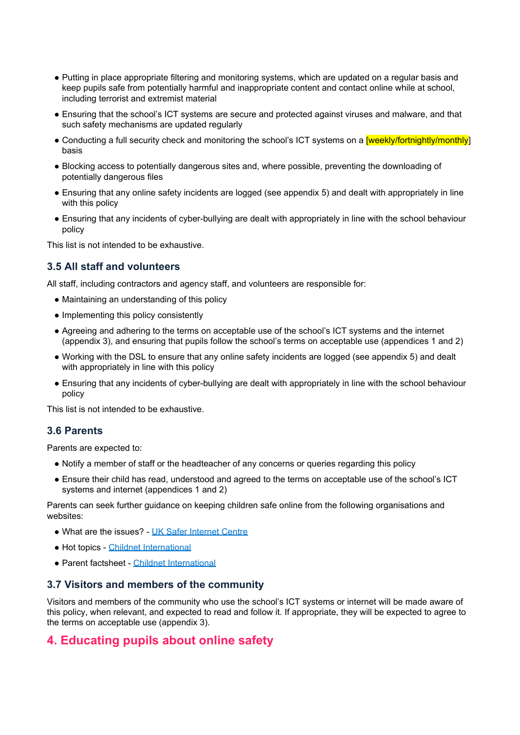- Putting in place appropriate filtering and monitoring systems, which are updated on a regular basis and keep pupils safe from potentially harmful and inappropriate content and contact online while at school, including terrorist and extremist material
- Ensuring that the school's ICT systems are secure and protected against viruses and malware, and that such safety mechanisms are updated regularly
- Conducting a full security check and monitoring the school's ICT systems on a [weekly/fortnightly/monthly] basis
- Blocking access to potentially dangerous sites and, where possible, preventing the downloading of potentially dangerous files
- Ensuring that any online safety incidents are logged (see appendix 5) and dealt with appropriately in line with this policy
- Ensuring that any incidents of cyber-bullying are dealt with appropriately in line with the school behaviour policy

This list is not intended to be exhaustive.

### 3.5 All staff and volunteers

All staff, including contractors and agency staff, and volunteers are responsible for:

- Maintaining an understanding of this policy
- Implementing this policy consistently
- Agreeing and adhering to the terms on acceptable use of the school's ICT systems and the internet (appendix 3), and ensuring that pupils follow the school's terms on acceptable use (appendices 1 and 2)
- Working with the DSL to ensure that any online safety incidents are logged (see appendix 5) and dealt with appropriately in line with this policy
- Ensuring that any incidents of cyber-bullying are dealt with appropriately in line with the school behaviour policy

This list is not intended to be exhaustive.

### 3.6 Parents

Parents are expected to:

- Notify a member of staff or the headteacher of any concerns or queries regarding this policy
- Ensure their child has read, understood and agreed to the terms on acceptable use of the school's ICT systems and internet (appendices 1 and 2)

Parents can seek further guidance on keeping children safe online from the following organisations and websites:

- What are the issues? - UK Safer Internet Centre
- Hot topics - Childnet International
- Parent factsheet - Childnet International

### 3.7 Visitors and members of the community

Visitors and members of the community who use the school's ICT systems or internet will be made aware of this policy, when relevant, and expected to read and follow it. If appropriate, they will be expected to agree to the terms on acceptable use (appendix 3).

## 4. Educating pupils about online safety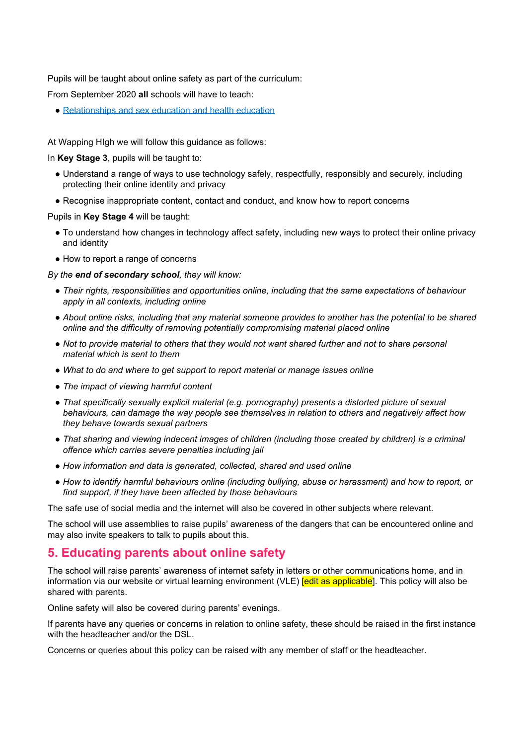Pupils will be taught about online safety as part of the curriculum:

From September 2020 **all** schools will have to teach:

- [Relationships and sex education and health education](#)

At Wapping HIgh we will follow this guidance as follows:

In **Key Stage 3**, pupils will be taught to:

- Understand a range of ways to use technology safely, respectfully, responsibly and securely, including protecting their online identity and privacy
- Recognise inappropriate content, contact and conduct, and know how to report concerns

Pupils in **Key Stage 4** will be taught:

- To understand how changes in technology affect safety, including new ways to protect their online privacy and identity
- How to report a range of concerns

*By the **end of secondary school**, they will know:*

- *Their rights, responsibilities and opportunities online, including that the same expectations of behaviour apply in all contexts, including online*
- *About online risks, including that any material someone provides to another has the potential to be shared online and the difficulty of removing potentially compromising material placed online*
- *Not to provide material to others that they would not want shared further and not to share personal material which is sent to them*
- *What to do and where to get support to report material or manage issues online*
- *The impact of viewing harmful content*
- *That specifically sexually explicit material (e.g. pornography) presents a distorted picture of sexual behaviours, can damage the way people see themselves in relation to others and negatively affect how they behave towards sexual partners*
- *That sharing and viewing indecent images of children (including those created by children) is a criminal offence which carries severe penalties including jail*
- *How information and data is generated, collected, shared and used online*
- *How to identify harmful behaviours online (including bullying, abuse or harassment) and how to report, or find support, if they have been affected by those behaviours*

The safe use of social media and the internet will also be covered in other subjects where relevant.

The school will use assemblies to raise pupils' awareness of the dangers that can be encountered online and may also invite speakers to talk to pupils about this.

## 5. Educating parents about online safety

The school will raise parents' awareness of internet safety in letters or other communications home, and in information via our website or virtual learning environment (VLE) [edit as applicable]. This policy will also be shared with parents.

Online safety will also be covered during parents' evenings.

If parents have any queries or concerns in relation to online safety, these should be raised in the first instance with the headteacher and/or the DSL.

Concerns or queries about this policy can be raised with any member of staff or the headteacher.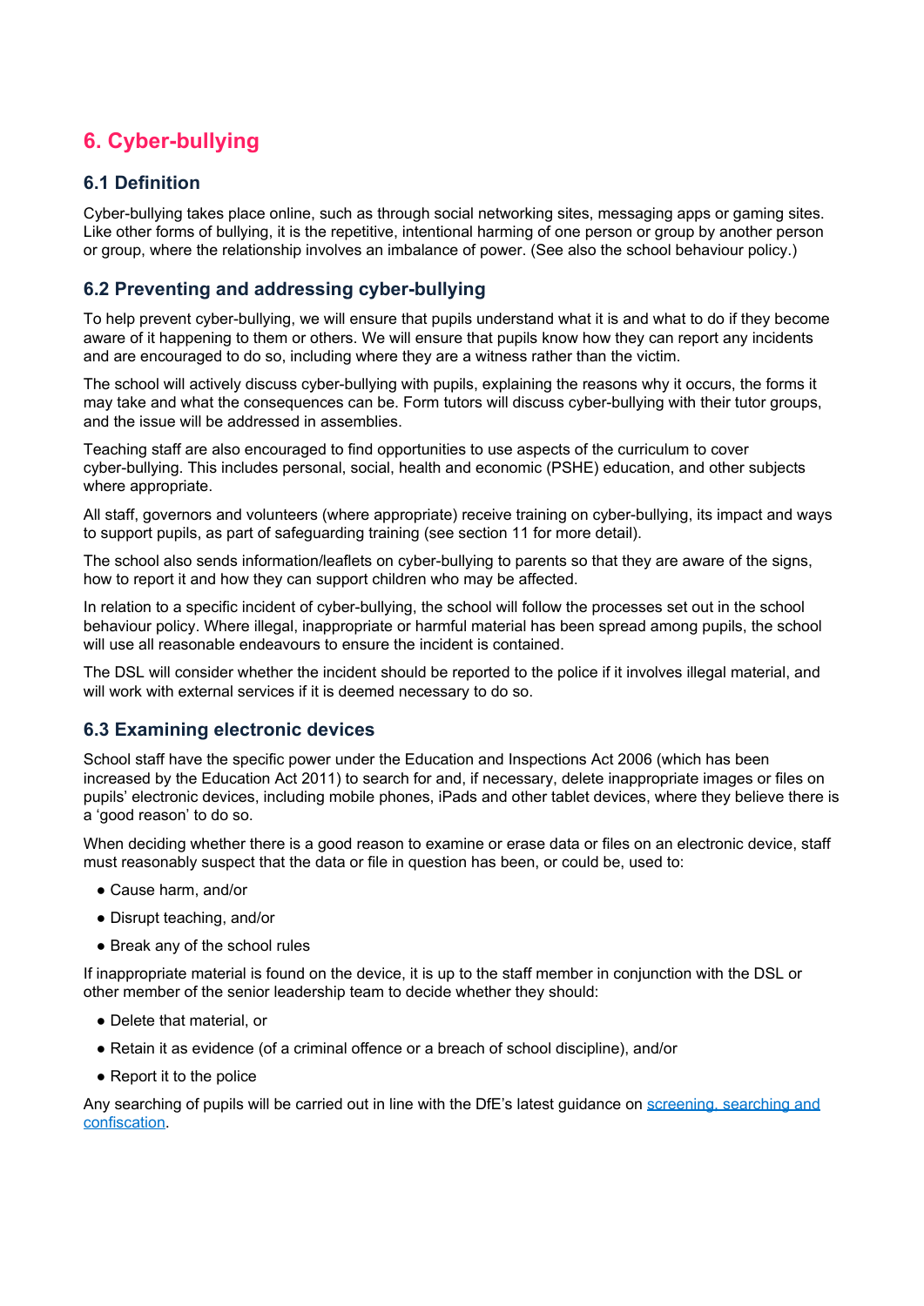## 6. Cyber-bullying

### 6.1 Definition

Cyber-bullying takes place online, such as through social networking sites, messaging apps or gaming sites. Like other forms of bullying, it is the repetitive, intentional harming of one person or group by another person or group, where the relationship involves an imbalance of power. (See also the school behaviour policy.)

### 6.2 Preventing and addressing cyber-bullying

To help prevent cyber-bullying, we will ensure that pupils understand what it is and what to do if they become aware of it happening to them or others. We will ensure that pupils know how they can report any incidents and are encouraged to do so, including where they are a witness rather than the victim.

The school will actively discuss cyber-bullying with pupils, explaining the reasons why it occurs, the forms it may take and what the consequences can be. Form tutors will discuss cyber-bullying with their tutor groups, and the issue will be addressed in assemblies.

Teaching staff are also encouraged to find opportunities to use aspects of the curriculum to cover cyber-bullying. This includes personal, social, health and economic (PSHE) education, and other subjects where appropriate.

All staff, governors and volunteers (where appropriate) receive training on cyber-bullying, its impact and ways to support pupils, as part of safeguarding training (see section 11 for more detail).

The school also sends information/leaflets on cyber-bullying to parents so that they are aware of the signs, how to report it and how they can support children who may be affected.

In relation to a specific incident of cyber-bullying, the school will follow the processes set out in the school behaviour policy. Where illegal, inappropriate or harmful material has been spread among pupils, the school will use all reasonable endeavours to ensure the incident is contained.

The DSL will consider whether the incident should be reported to the police if it involves illegal material, and will work with external services if it is deemed necessary to do so.

### 6.3 Examining electronic devices

School staff have the specific power under the Education and Inspections Act 2006 (which has been increased by the Education Act 2011) to search for and, if necessary, delete inappropriate images or files on pupils' electronic devices, including mobile phones, iPads and other tablet devices, where they believe there is a 'good reason' to do so.

When deciding whether there is a good reason to examine or erase data or files on an electronic device, staff must reasonably suspect that the data or file in question has been, or could be, used to:

- Cause harm, and/or
- Disrupt teaching, and/or
- Break any of the school rules

If inappropriate material is found on the device, it is up to the staff member in conjunction with the DSL or other member of the senior leadership team to decide whether they should:

- Delete that material, or
- Retain it as evidence (of a criminal offence or a breach of school discipline), and/or
- Report it to the police

Any searching of pupils will be carried out in line with the DfE's latest guidance on [screening, searching and confiscation](screening, searching and confiscation).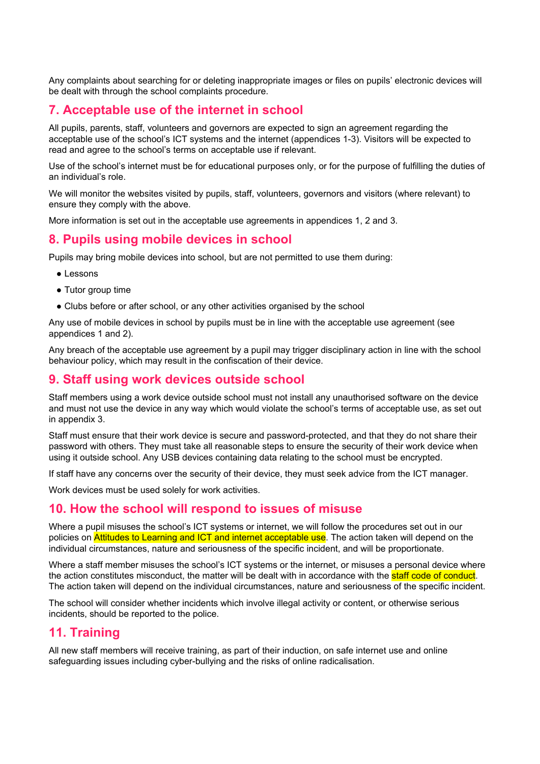Any complaints about searching for or deleting inappropriate images or files on pupils' electronic devices will be dealt with through the school complaints procedure.

## 7. Acceptable use of the internet in school

All pupils, parents, staff, volunteers and governors are expected to sign an agreement regarding the acceptable use of the school's ICT systems and the internet (appendices 1-3). Visitors will be expected to read and agree to the school's terms on acceptable use if relevant.

Use of the school's internet must be for educational purposes only, or for the purpose of fulfilling the duties of an individual's role.

We will monitor the websites visited by pupils, staff, volunteers, governors and visitors (where relevant) to ensure they comply with the above.

More information is set out in the acceptable use agreements in appendices 1, 2 and 3.

## 8. Pupils using mobile devices in school

Pupils may bring mobile devices into school, but are not permitted to use them during:

- Lessons
- Tutor group time
- Clubs before or after school, or any other activities organised by the school

Any use of mobile devices in school by pupils must be in line with the acceptable use agreement (see appendices 1 and 2).

Any breach of the acceptable use agreement by a pupil may trigger disciplinary action in line with the school behaviour policy, which may result in the confiscation of their device.

## 9. Staff using work devices outside school

Staff members using a work device outside school must not install any unauthorised software on the device and must not use the device in any way which would violate the school's terms of acceptable use, as set out in appendix 3.

Staff must ensure that their work device is secure and password-protected, and that they do not share their password with others. They must take all reasonable steps to ensure the security of their work device when using it outside school. Any USB devices containing data relating to the school must be encrypted.

If staff have any concerns over the security of their device, they must seek advice from the ICT manager.

Work devices must be used solely for work activities.

## 10. How the school will respond to issues of misuse

Where a pupil misuses the school's ICT systems or internet, we will follow the procedures set out in our policies on Attitudes to Learning and ICT and internet acceptable use. The action taken will depend on the individual circumstances, nature and seriousness of the specific incident, and will be proportionate.

Where a staff member misuses the school's ICT systems or the internet, or misuses a personal device where the action constitutes misconduct, the matter will be dealt with in accordance with the staff code of conduct. The action taken will depend on the individual circumstances, nature and seriousness of the specific incident.

The school will consider whether incidents which involve illegal activity or content, or otherwise serious incidents, should be reported to the police.

## 11. Training

All new staff members will receive training, as part of their induction, on safe internet use and online safeguarding issues including cyber-bullying and the risks of online radicalisation.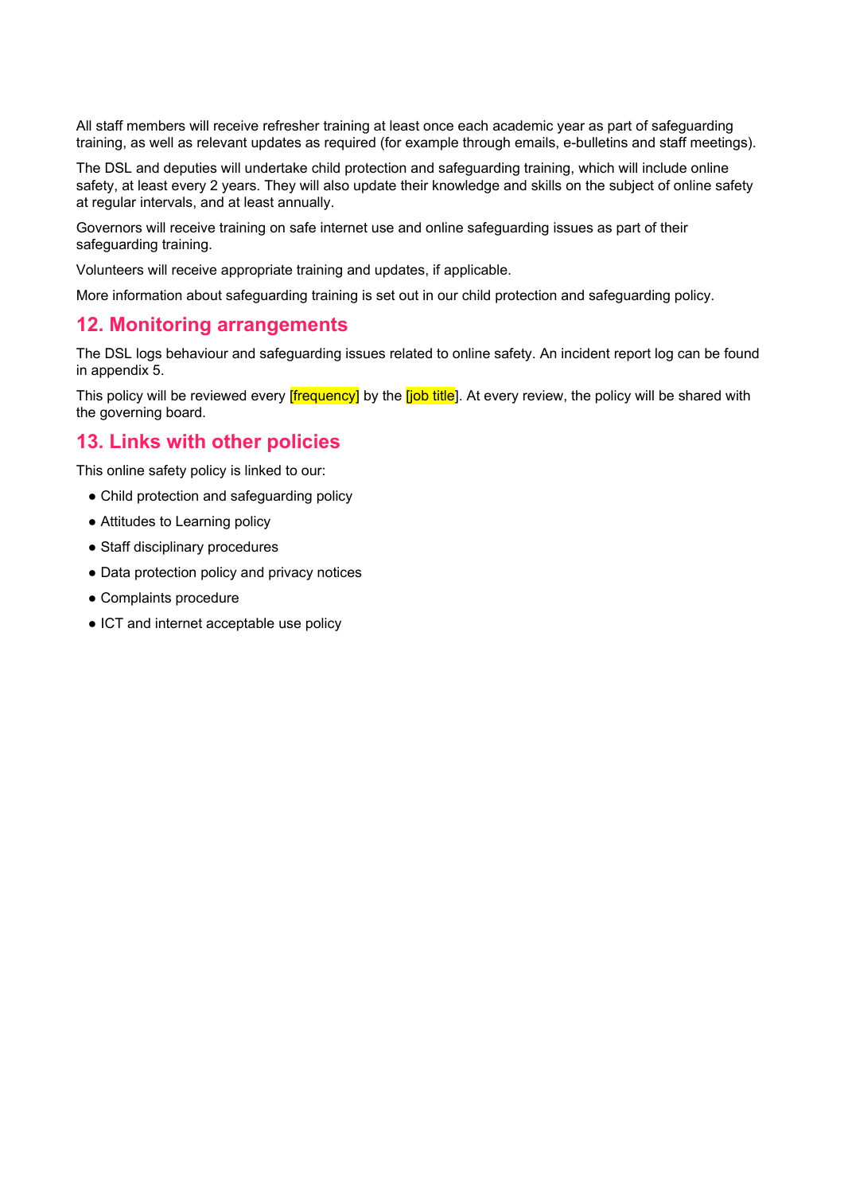All staff members will receive refresher training at least once each academic year as part of safeguarding training, as well as relevant updates as required (for example through emails, e-bulletins and staff meetings).

The DSL and deputies will undertake child protection and safeguarding training, which will include online safety, at least every 2 years. They will also update their knowledge and skills on the subject of online safety at regular intervals, and at least annually.

Governors will receive training on safe internet use and online safeguarding issues as part of their safeguarding training.

Volunteers will receive appropriate training and updates, if applicable.

More information about safeguarding training is set out in our child protection and safeguarding policy.

## 12. Monitoring arrangements

The DSL logs behaviour and safeguarding issues related to online safety. An incident report log can be found in appendix 5.

This policy will be reviewed every [frequency] by the [job title]. At every review, the policy will be shared with the governing board.

## 13. Links with other policies

This online safety policy is linked to our:

- Child protection and safeguarding policy
- Attitudes to Learning policy
- Staff disciplinary procedures
- Data protection policy and privacy notices
- Complaints procedure
- ICT and internet acceptable use policy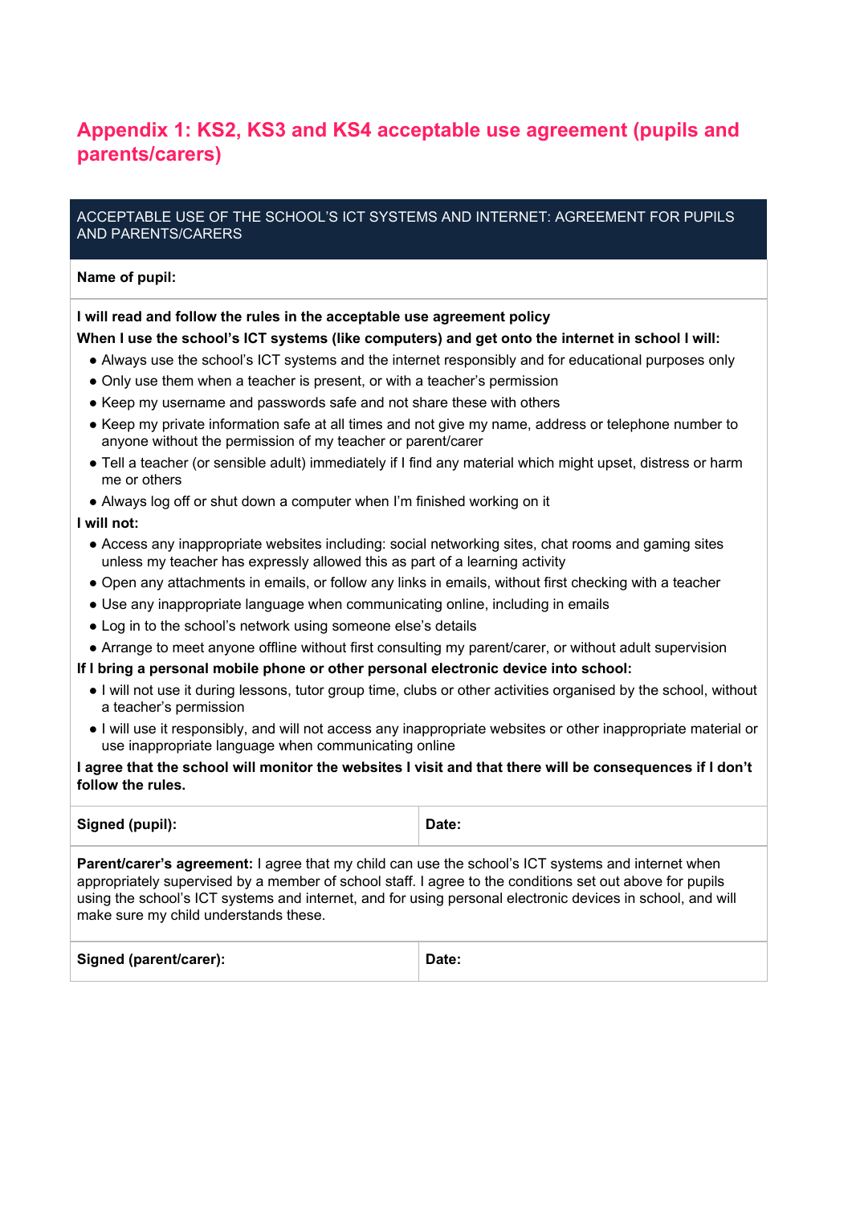## Appendix 1: KS2, KS3 and KS4 acceptable use agreement (pupils and parents/carers)

| ACCEPTABLE USE OF THE SCHOOL'S ICT SYSTEMS AND INTERNET: AGREEMENT FOR PUPILS AND PARENTS/CARERS | |
|---|---|
| **Name of pupil:** | |

**I will read and follow the rules in the acceptable use agreement policy**

**When I use the school's ICT systems (like computers) and get onto the internet in school I will:**

- Always use the school's ICT systems and the internet responsibly and for educational purposes only
- Only use them when a teacher is present, or with a teacher's permission
- Keep my username and passwords safe and not share these with others
- Keep my private information safe at all times and not give my name, address or telephone number to anyone without the permission of my teacher or parent/carer
- Tell a teacher (or sensible adult) immediately if I find any material which might upset, distress or harm me or others
- Always log off or shut down a computer when I'm finished working on it

**I will not:**

- Access any inappropriate websites including: social networking sites, chat rooms and gaming sites unless my teacher has expressly allowed this as part of a learning activity
- Open any attachments in emails, or follow any links in emails, without first checking with a teacher
- Use any inappropriate language when communicating online, including in emails
- Log in to the school's network using someone else's details
- Arrange to meet anyone offline without first consulting my parent/carer, or without adult supervision

**If I bring a personal mobile phone or other personal electronic device into school:**

- I will not use it during lessons, tutor group time, clubs or other activities organised by the school, without a teacher's permission
- I will use it responsibly, and will not access any inappropriate websites or other inappropriate material or use inappropriate language when communicating online

**I agree that the school will monitor the websites I visit and that there will be consequences if I don't follow the rules.**

| **Signed (pupil):** | **Date:** |
|---|---|

**Parent/carer's agreement:** I agree that my child can use the school's ICT systems and internet when appropriately supervised by a member of school staff. I agree to the conditions set out above for pupils using the school's ICT systems and internet, and for using personal electronic devices in school, and will make sure my child understands these.

| **Signed (parent/carer):** | **Date:** |
|---|---|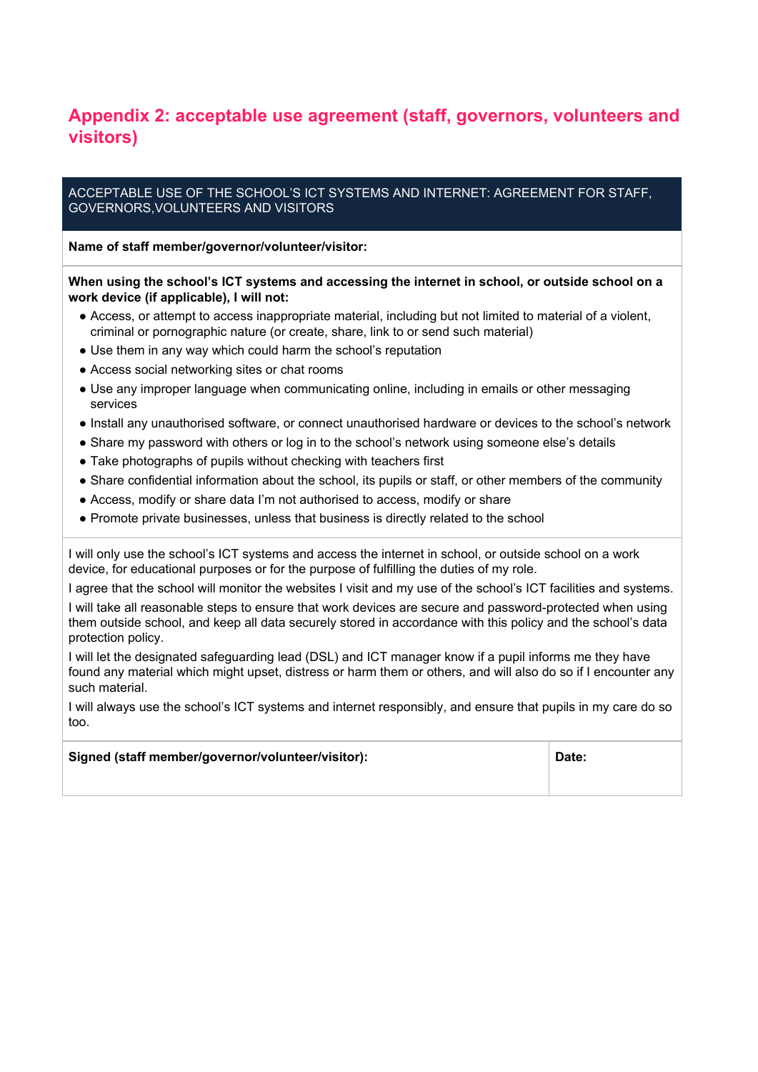## Appendix 2: acceptable use agreement (staff, governors, volunteers and visitors)

| ACCEPTABLE USE OF THE SCHOOL'S ICT SYSTEMS AND INTERNET: AGREEMENT FOR STAFF, GOVERNORS,VOLUNTEERS AND VISITORS | |
|---|---|
| **Name of staff member/governor/volunteer/visitor:** | |
| **When using the school's ICT systems and accessing the internet in school, or outside school on a work device (if applicable), I will not:**<br>• Access, or attempt to access inappropriate material, including but not limited to material of a violent, criminal or pornographic nature (or create, share, link to or send such material)<br>• Use them in any way which could harm the school's reputation<br>• Access social networking sites or chat rooms<br>• Use any improper language when communicating online, including in emails or other messaging services<br>• Install any unauthorised software, or connect unauthorised hardware or devices to the school's network<br>• Share my password with others or log in to the school's network using someone else's details<br>• Take photographs of pupils without checking with teachers first<br>• Share confidential information about the school, its pupils or staff, or other members of the community<br>• Access, modify or share data I'm not authorised to access, modify or share<br>• Promote private businesses, unless that business is directly related to the school | |
| I will only use the school's ICT systems and access the internet in school, or outside school on a work device, for educational purposes or for the purpose of fulfilling the duties of my role.<br>I agree that the school will monitor the websites I visit and my use of the school's ICT facilities and systems.<br>I will take all reasonable steps to ensure that work devices are secure and password-protected when using them outside school, and keep all data securely stored in accordance with this policy and the school's data protection policy.<br>I will let the designated safeguarding lead (DSL) and ICT manager know if a pupil informs me they have found any material which might upset, distress or harm them or others, and will also do so if I encounter any such material.<br>I will always use the school's ICT systems and internet responsibly, and ensure that pupils in my care do so too. | |
| **Signed (staff member/governor/volunteer/visitor):** | **Date:** |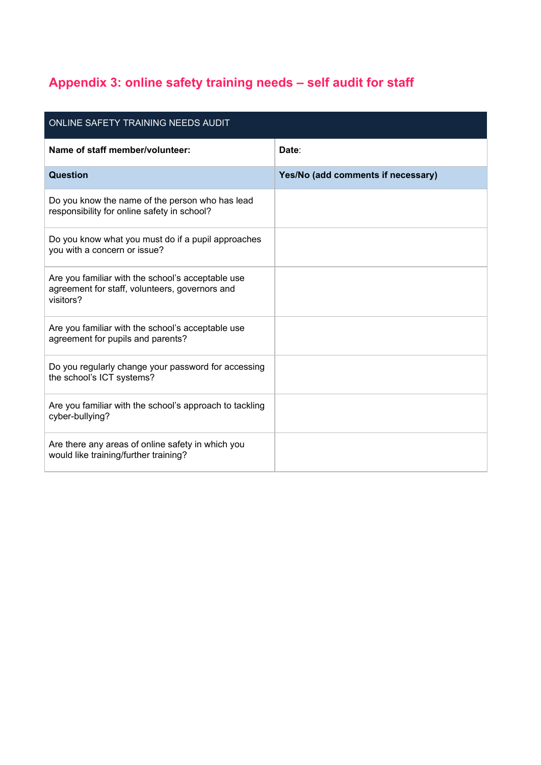## Appendix 3: online safety training needs – self audit for staff

| ONLINE SAFETY TRAINING NEEDS AUDIT | |
|---|---|
| **Name of staff member/volunteer:** | **Date**: |
| **Question** | **Yes/No (add comments if necessary)** |
| Do you know the name of the person who has lead responsibility for online safety in school? | |
| Do you know what you must do if a pupil approaches you with a concern or issue? | |
| Are you familiar with the school's acceptable use agreement for staff, volunteers, governors and visitors? | |
| Are you familiar with the school's acceptable use agreement for pupils and parents? | |
| Do you regularly change your password for accessing the school's ICT systems? | |
| Are you familiar with the school's approach to tackling cyber-bullying? | |
| Are there any areas of online safety in which you would like training/further training? | |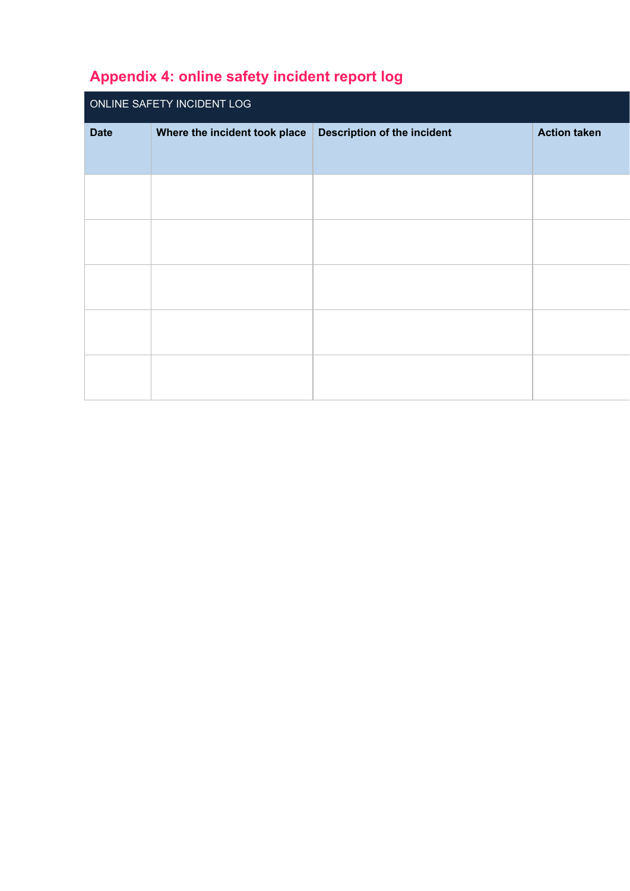## Appendix 4: online safety incident report log

| ONLINE SAFETY INCIDENT LOG | | | |
|---|---|---|---|
| **Date** | **Where the incident took place** | **Description of the incident** | **Action taken** |
| | | | |
| | | | |
| | | | |
| | | | |
| | | | |